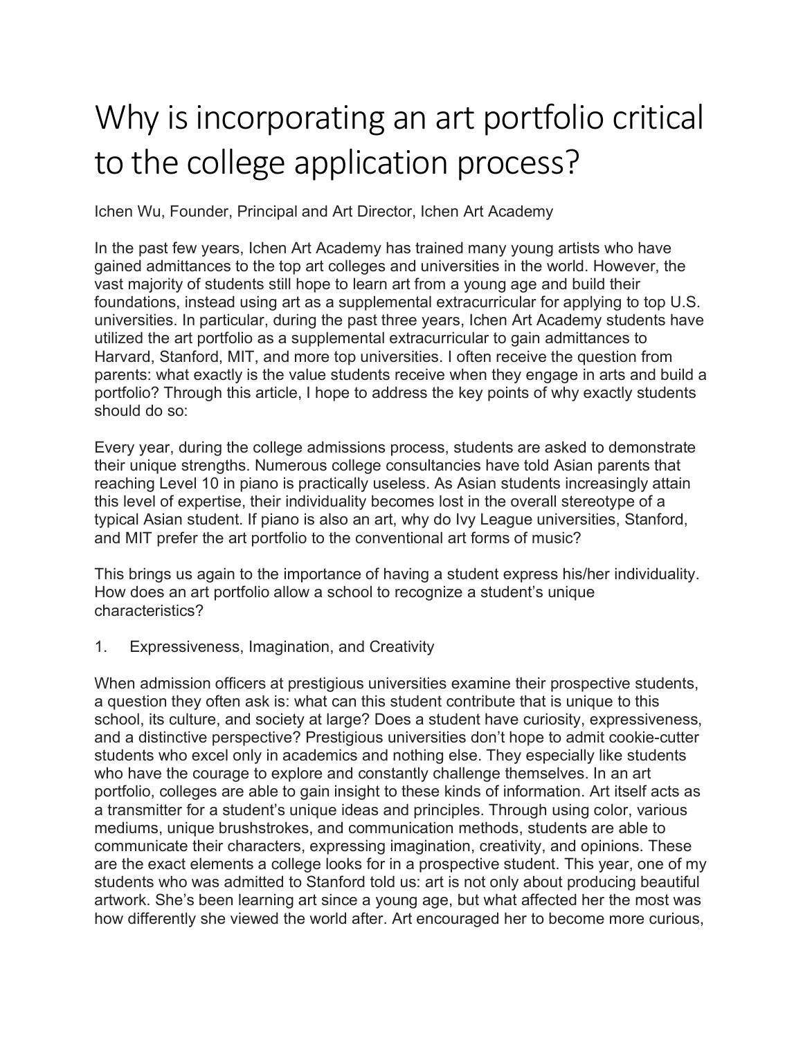# Why is incorporating an art portfolio critical to the college application process?

Ichen Wu, Founder, Principal and Art Director, Ichen Art Academy

In the past few years, Ichen Art Academy has trained many young artists who have gained admittances to the top art colleges and universities in the world. However, the vast majority of students still hope to learn art from a young age and build their foundations, instead using art as a supplemental extracurricular for applying to top U.S. universities. In particular, during the past three years, Ichen Art Academy students have utilized the art portfolio as a supplemental extracurricular to gain admittances to Harvard, Stanford, MIT, and more top universities. I often receive the question from parents: what exactly is the value students receive when they engage in arts and build a portfolio? Through this article, I hope to address the key points of why exactly students should do so:

Every year, during the college admissions process, students are asked to demonstrate their unique strengths. Numerous college consultancies have told Asian parents that reaching Level 10 in piano is practically useless. As Asian students increasingly attain this level of expertise, their individuality becomes lost in the overall stereotype of a typical Asian student. If piano is also an art, why do Ivy League universities, Stanford, and MIT prefer the art portfolio to the conventional art forms of music?

This brings us again to the importance of having a student express his/her individuality. How does an art portfolio allow a school to recognize a student's unique characteristics?

1. Expressiveness, Imagination, and Creativity

When admission officers at prestigious universities examine their prospective students, a question they often ask is: what can this student contribute that is unique to this school, its culture, and society at large? Does a student have curiosity, expressiveness, and a distinctive perspective? Prestigious universities don't hope to admit cookie-cutter students who excel only in academics and nothing else. They especially like students who have the courage to explore and constantly challenge themselves. In an art portfolio, colleges are able to gain insight to these kinds of information. Art itself acts as a transmitter for a student's unique ideas and principles. Through using color, various mediums, unique brushstrokes, and communication methods, students are able to communicate their characters, expressing imagination, creativity, and opinions. These are the exact elements a college looks for in a prospective student. This year, one of my students who was admitted to Stanford told us: art is not only about producing beautiful artwork. She's been learning art since a young age, but what affected her the most was how differently she viewed the world after. Art encouraged her to become more curious,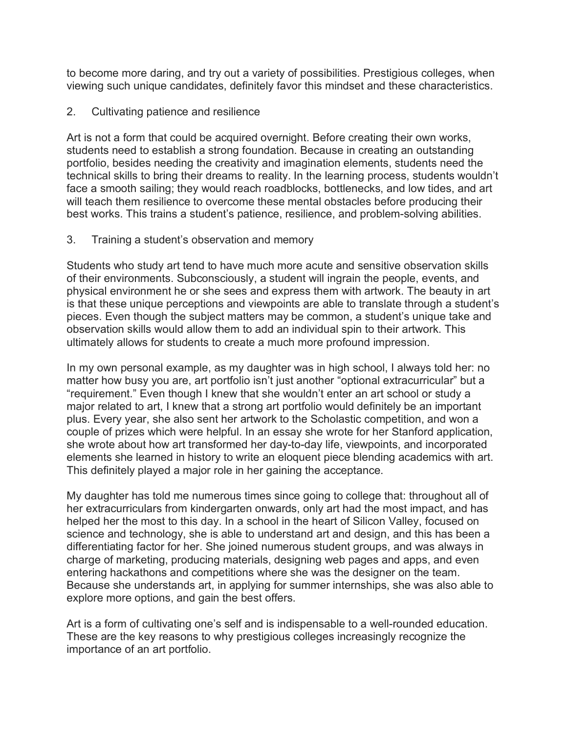to become more daring, and try out a variety of possibilities. Prestigious colleges, when viewing such unique candidates, definitely favor this mindset and these characteristics.

2. Cultivating patience and resilience

Art is not a form that could be acquired overnight. Before creating their own works, students need to establish a strong foundation. Because in creating an outstanding portfolio, besides needing the creativity and imagination elements, students need the technical skills to bring their dreams to reality. In the learning process, students wouldn't face a smooth sailing; they would reach roadblocks, bottlenecks, and low tides, and art will teach them resilience to overcome these mental obstacles before producing their best works. This trains a student's patience, resilience, and problem-solving abilities.

3. Training a student's observation and memory

Students who study art tend to have much more acute and sensitive observation skills of their environments. Subconsciously, a student will ingrain the people, events, and physical environment he or she sees and express them with artwork. The beauty in art is that these unique perceptions and viewpoints are able to translate through a student's pieces. Even though the subject matters may be common, a student's unique take and observation skills would allow them to add an individual spin to their artwork. This ultimately allows for students to create a much more profound impression.

In my own personal example, as my daughter was in high school, I always told her: no matter how busy you are, art portfolio isn't just another "optional extracurricular" but a "requirement." Even though I knew that she wouldn't enter an art school or study a major related to art, I knew that a strong art portfolio would definitely be an important plus. Every year, she also sent her artwork to the Scholastic competition, and won a couple of prizes which were helpful. In an essay she wrote for her Stanford application, she wrote about how art transformed her day-to-day life, viewpoints, and incorporated elements she learned in history to write an eloquent piece blending academics with art. This definitely played a major role in her gaining the acceptance.

My daughter has told me numerous times since going to college that: throughout all of her extracurriculars from kindergarten onwards, only art had the most impact, and has helped her the most to this day. In a school in the heart of Silicon Valley, focused on science and technology, she is able to understand art and design, and this has been a differentiating factor for her. She joined numerous student groups, and was always in charge of marketing, producing materials, designing web pages and apps, and even entering hackathons and competitions where she was the designer on the team. Because she understands art, in applying for summer internships, she was also able to explore more options, and gain the best offers.

Art is a form of cultivating one's self and is indispensable to a well-rounded education. These are the key reasons to why prestigious colleges increasingly recognize the importance of an art portfolio.